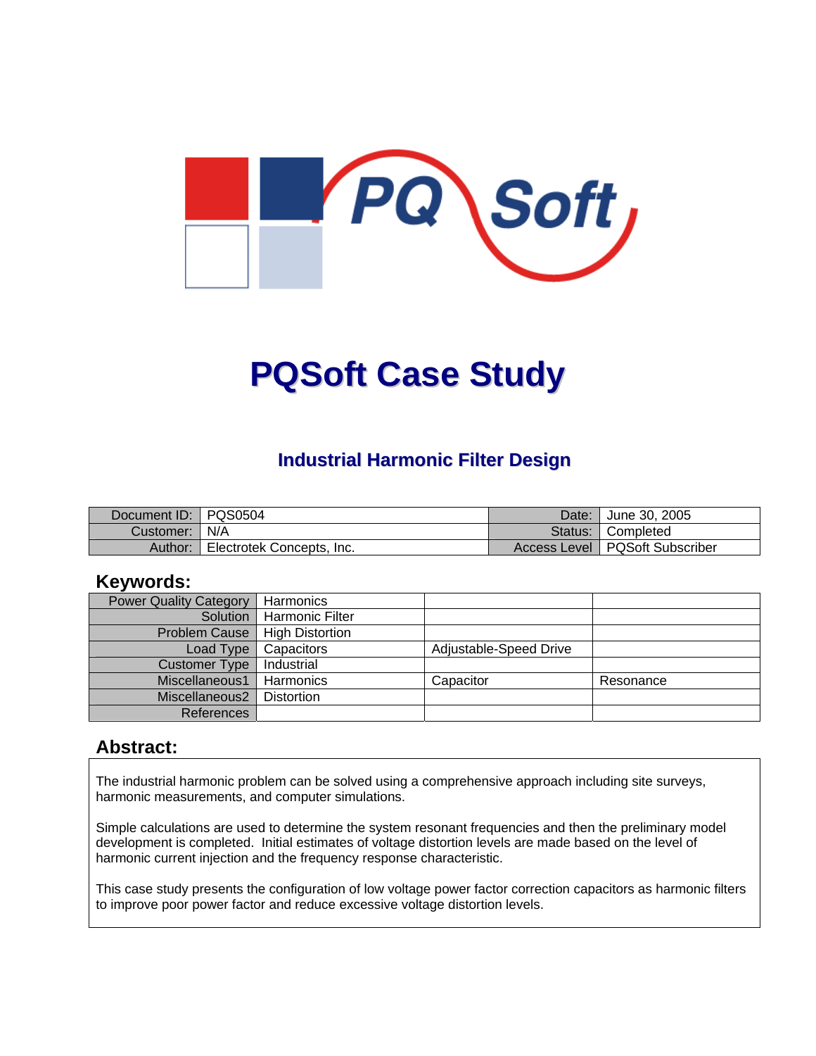# PQSoft Case Study

## Industrial Harmonic Filter Design

| Document ID: | PQS0504 | Date: | June 30, 2005 |
|---|---|---|---|
| Customer: | N/A | Status: | Completed |
| Author: | Electrotek Concepts, Inc. | Access Level | PQSoft Subscriber |

## Keywords:

| Power Quality Category | Harmonics | | |
|---|---|---|---|
| Solution | Harmonic Filter | | |
| Problem Cause | High Distortion | | |
| Load Type | Capacitors | Adjustable-Speed Drive | |
| Customer Type | Industrial | | |
| Miscellaneous1 | Harmonics | Capacitor | Resonance |
| Miscellaneous2 | Distortion | | |
| References | | | |

## Abstract:

The industrial harmonic problem can be solved using a comprehensive approach including site surveys, harmonic measurements, and computer simulations.

Simple calculations are used to determine the system resonant frequencies and then the preliminary model development is completed. Initial estimates of voltage distortion levels are made based on the level of harmonic current injection and the frequency response characteristic.

This case study presents the configuration of low voltage power factor correction capacitors as harmonic filters to improve poor power factor and reduce excessive voltage distortion levels.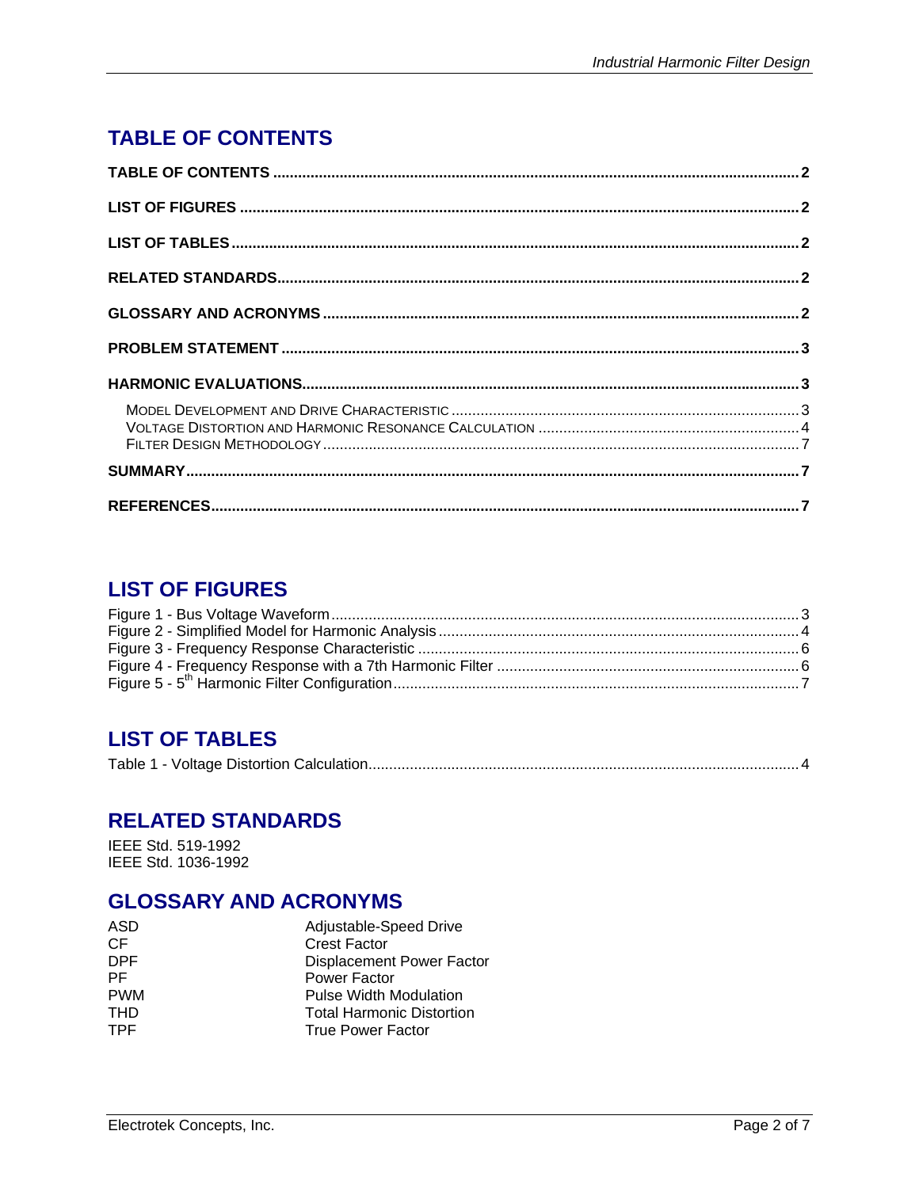## TABLE OF CONTENTS

TABLE OF CONTENTS ..... 2

LIST OF FIGURES ..... 2

LIST OF TABLES ..... 2

RELATED STANDARDS ..... 2

GLOSSARY AND ACRONYMS ..... 2

PROBLEM STATEMENT ..... 3

HARMONIC EVALUATIONS ..... 3

- MODEL DEVELOPMENT AND DRIVE CHARACTERISTIC ..... 3
- VOLTAGE DISTORTION AND HARMONIC RESONANCE CALCULATION ..... 4
- FILTER DESIGN METHODOLOGY ..... 7

SUMMARY ..... 7

REFERENCES ..... 7

## LIST OF FIGURES

Figure 1 - Bus Voltage Waveform ..... 3
Figure 2 - Simplified Model for Harmonic Analysis ..... 4
Figure 3 - Frequency Response Characteristic ..... 6
Figure 4 - Frequency Response with a 7th Harmonic Filter ..... 6
Figure 5 - $5^{th}$ Harmonic Filter Configuration ..... 7

## LIST OF TABLES

Table 1 - Voltage Distortion Calculation ..... 4

## RELATED STANDARDS

IEEE Std. 519-1992
IEEE Std. 1036-1992

## GLOSSARY AND ACRONYMS

| | |
|---|---|
| ASD | Adjustable-Speed Drive |
| CF | Crest Factor |
| DPF | Displacement Power Factor |
| PF | Power Factor |
| PWM | Pulse Width Modulation |
| THD | Total Harmonic Distortion |
| TPF | True Power Factor |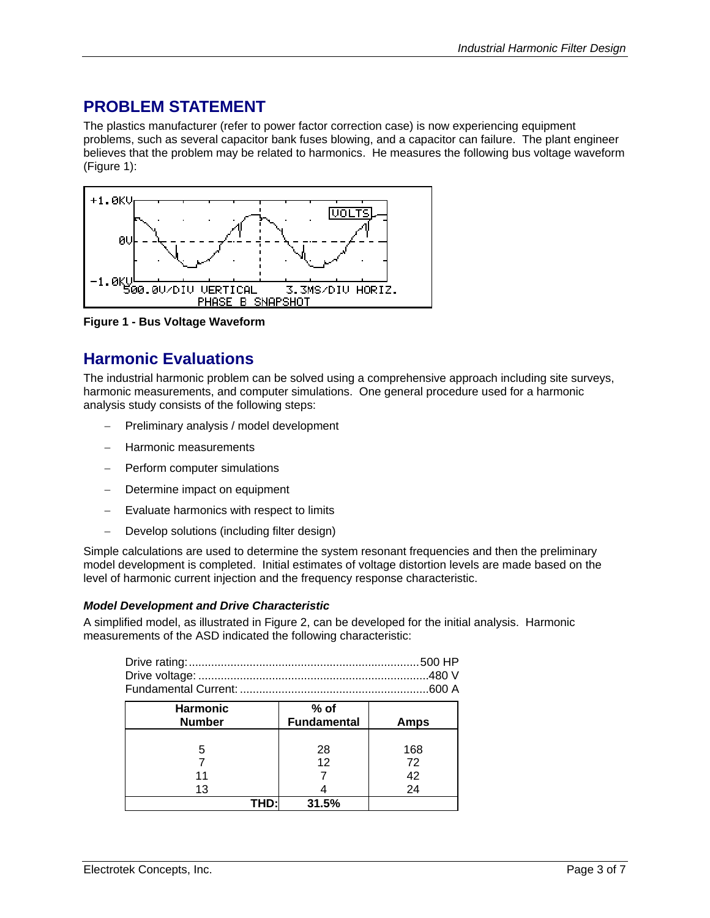## PROBLEM STATEMENT

The plastics manufacturer (refer to power factor correction case) is now experiencing equipment problems, such as several capacitor bank fuses blowing, and a capacitor can failure. The plant engineer believes that the problem may be related to harmonics. He measures the following bus voltage waveform (Figure 1):

**Figure 1 - Bus Voltage Waveform**

## Harmonic Evaluations

The industrial harmonic problem can be solved using a comprehensive approach including site surveys, harmonic measurements, and computer simulations. One general procedure used for a harmonic analysis study consists of the following steps:

- Preliminary analysis / model development
- Harmonic measurements
- Perform computer simulations
- Determine impact on equipment
- Evaluate harmonics with respect to limits
- Develop solutions (including filter design)

Simple calculations are used to determine the system resonant frequencies and then the preliminary model development is completed. Initial estimates of voltage distortion levels are made based on the level of harmonic current injection and the frequency response characteristic.

### *Model Development and Drive Characteristic*

A simplified model, as illustrated in Figure 2, can be developed for the initial analysis. Harmonic measurements of the ASD indicated the following characteristic:

Drive rating:........................................................................500 HP
Drive voltage: ........................................................................480 V
Fundamental Current: ...........................................................600 A

| Harmonic Number | % of Fundamental | Amps |
|---|---|---|
| 5 | 28 | 168 |
| 7 | 12 | 72 |
| 11 | 7 | 42 |
| 13 | 4 | 24 |
| THD: | 31.5% | |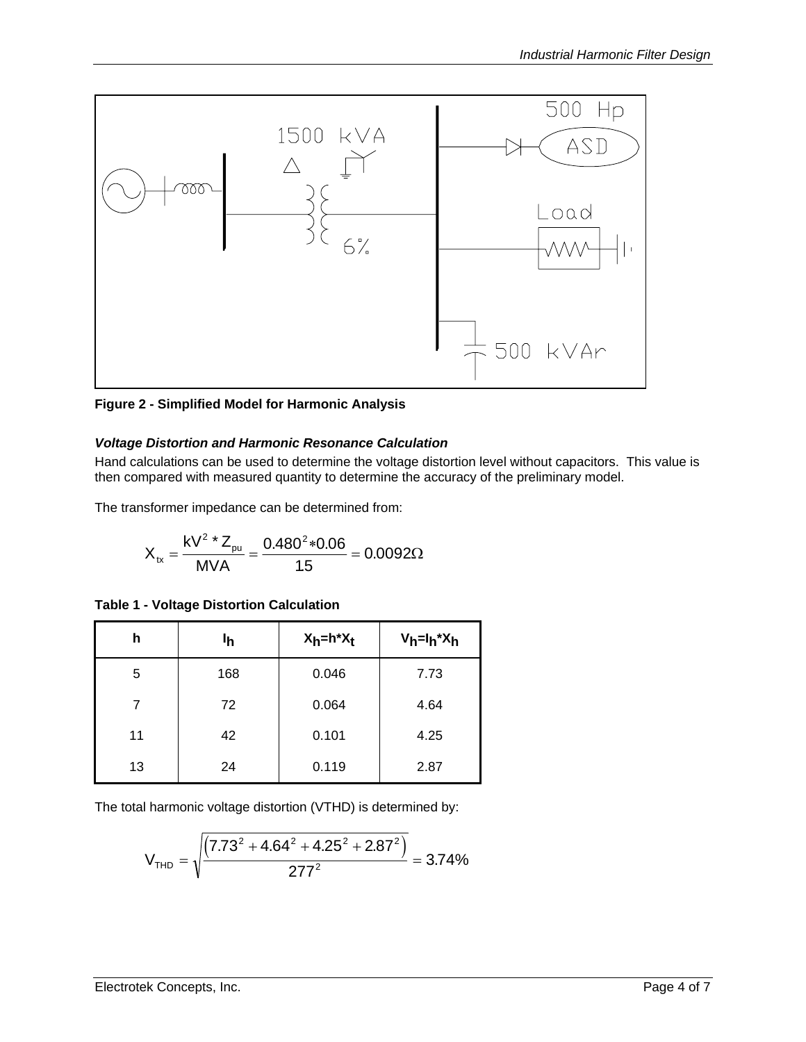**Figure 2 - Simplified Model for Harmonic Analysis**

### *Voltage Distortion and Harmonic Resonance Calculation*

Hand calculations can be used to determine the voltage distortion level without capacitors. This value is then compared with measured quantity to determine the accuracy of the preliminary model.

The transformer impedance can be determined from:

$$X_{tx} = \frac{kV^2 * Z_{pu}}{MVA} = \frac{0.480^2 * 0.06}{15} = 0.0092\Omega$$

**Table 1 - Voltage Distortion Calculation**

| h | $I_h$ | $X_h = h * X_t$ | $V_h = I_h * X_h$ |
|---|---|---|---|
| 5 | 168 | 0.046 | 7.73 |
| 7 | 72 | 0.064 | 4.64 |
| 11 | 42 | 0.101 | 4.25 |
| 13 | 24 | 0.119 | 2.87 |

The total harmonic voltage distortion (VTHD) is determined by:

$$V_{THD} = \sqrt{\frac{\left(7.73^2 + 4.64^2 + 4.25^2 + 2.87^2\right)}{277^2}} = 3.74\%$$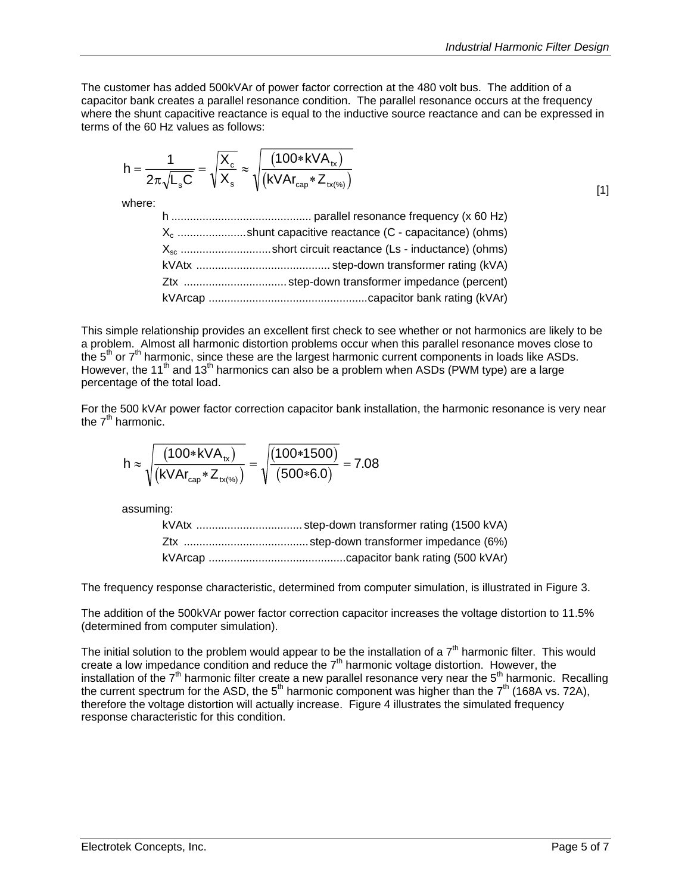The customer has added 500kVAr of power factor correction at the 480 volt bus. The addition of a capacitor bank creates a parallel resonance condition. The parallel resonance occurs at the frequency where the shunt capacitive reactance is equal to the inductive source reactance and can be expressed in terms of the 60 Hz values as follows:

$$h = \frac{1}{2\pi\sqrt{L_s C}} = \sqrt{\frac{X_c}{X_s}} \approx \sqrt{\frac{(100 * kVA_{tx})}{(kVAr_{cap} * Z_{tx(\%)})}} \qquad [1]$$

where:

- h .............................................. parallel resonance frequency (x 60 Hz)
- $X_c$ ...................... shunt capacitive reactance (C - capacitance) (ohms)
- $X_{sc}$ ............................ short circuit reactance (Ls - inductance) (ohms)
- kVAtx ........................................... step-down transformer rating (kVA)
- Ztx ................................. step-down transformer impedance (percent)
- kVArcap .................................................. capacitor bank rating (kVAr)

This simple relationship provides an excellent first check to see whether or not harmonics are likely to be a problem. Almost all harmonic distortion problems occur when this parallel resonance moves close to the 5th or 7th harmonic, since these are the largest harmonic current components in loads like ASDs. However, the 11th and 13th harmonics can also be a problem when ASDs (PWM type) are a large percentage of the total load.

For the 500 kVAr power factor correction capacitor bank installation, the harmonic resonance is very near the 7th harmonic.

$$h \approx \sqrt{\frac{(100 * kVA_{tx})}{(kVAr_{cap} * Z_{tx(\%)})}} = \sqrt{\frac{(100 * 1500)}{(500 * 6.0)}} = 7.08$$

assuming:

- kVAtx .................................. step-down transformer rating (1500 kVA)
- Ztx ........................................ step-down transformer impedance (6%)
- kVArcap ............................................ capacitor bank rating (500 kVAr)

The frequency response characteristic, determined from computer simulation, is illustrated in Figure 3.

The addition of the 500kVAr power factor correction capacitor increases the voltage distortion to 11.5% (determined from computer simulation).

The initial solution to the problem would appear to be the installation of a 7th harmonic filter. This would create a low impedance condition and reduce the 7th harmonic voltage distortion. However, the installation of the 7th harmonic filter create a new parallel resonance very near the 5th harmonic. Recalling the current spectrum for the ASD, the 5th harmonic component was higher than the 7th (168A vs. 72A), therefore the voltage distortion will actually increase. Figure 4 illustrates the simulated frequency response characteristic for this condition.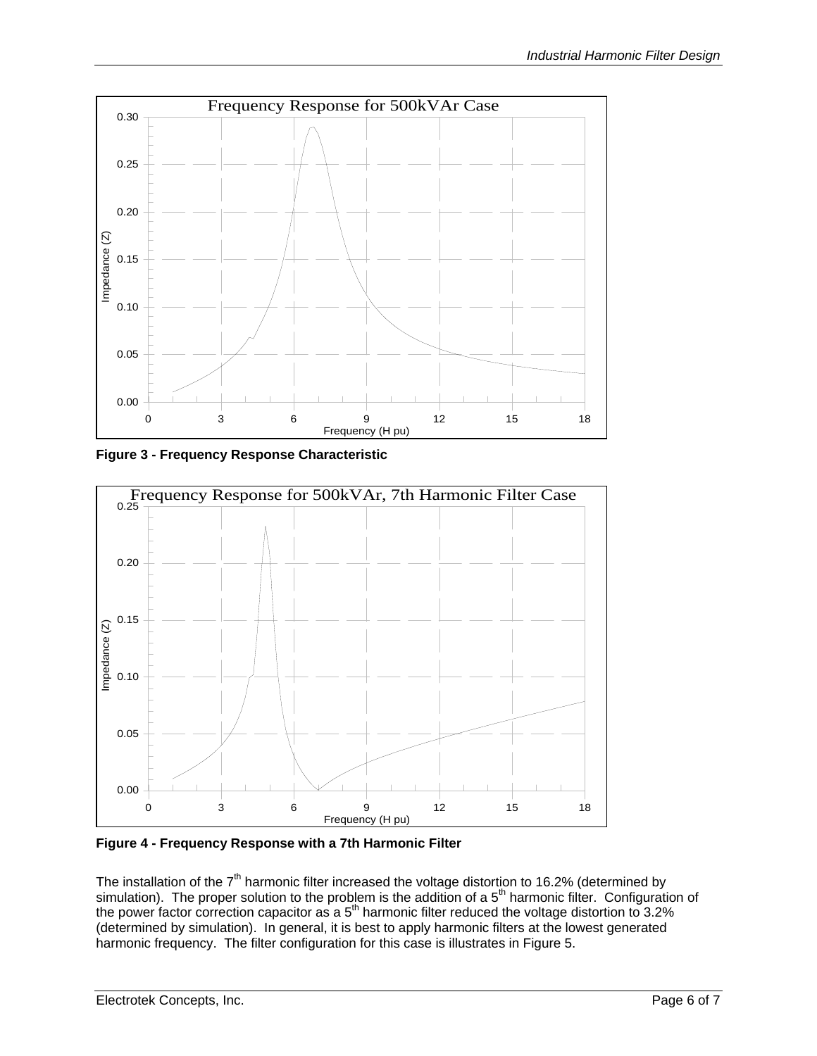**Figure 3 - Frequency Response Characteristic**

**Figure 4 - Frequency Response with a 7th Harmonic Filter**

The installation of the $7^{th}$ harmonic filter increased the voltage distortion to 16.2% (determined by simulation). The proper solution to the problem is the addition of a $5^{th}$ harmonic filter. Configuration of the power factor correction capacitor as a $5^{th}$ harmonic filter reduced the voltage distortion to 3.2% (determined by simulation). In general, it is best to apply harmonic filters at the lowest generated harmonic frequency. The filter configuration for this case is illustrates in Figure 5.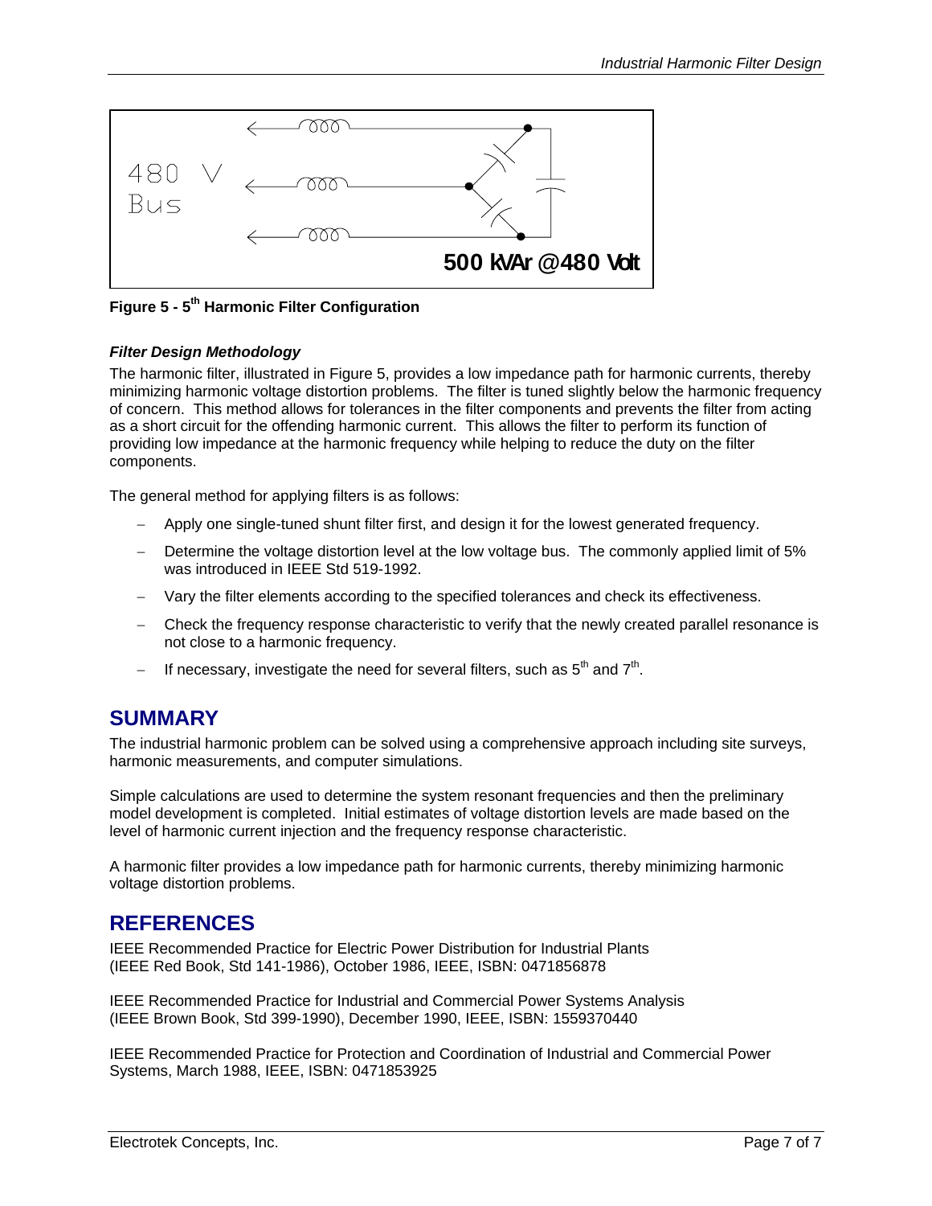480 V
Bus

500 kVAr @480 Volt

**Figure 5 - 5th Harmonic Filter Configuration**

***Filter Design Methodology***

The harmonic filter, illustrated in Figure 5, provides a low impedance path for harmonic currents, thereby minimizing harmonic voltage distortion problems. The filter is tuned slightly below the harmonic frequency of concern. This method allows for tolerances in the filter components and prevents the filter from acting as a short circuit for the offending harmonic current. This allows the filter to perform its function of providing low impedance at the harmonic frequency while helping to reduce the duty on the filter components.

The general method for applying filters is as follows:

- Apply one single-tuned shunt filter first, and design it for the lowest generated frequency.
- Determine the voltage distortion level at the low voltage bus. The commonly applied limit of 5% was introduced in IEEE Std 519-1992.
- Vary the filter elements according to the specified tolerances and check its effectiveness.
- Check the frequency response characteristic to verify that the newly created parallel resonance is not close to a harmonic frequency.
- If necessary, investigate the need for several filters, such as $5^{th}$ and $7^{th}$.

## SUMMARY

The industrial harmonic problem can be solved using a comprehensive approach including site surveys, harmonic measurements, and computer simulations.

Simple calculations are used to determine the system resonant frequencies and then the preliminary model development is completed. Initial estimates of voltage distortion levels are made based on the level of harmonic current injection and the frequency response characteristic.

A harmonic filter provides a low impedance path for harmonic currents, thereby minimizing harmonic voltage distortion problems.

## REFERENCES

IEEE Recommended Practice for Electric Power Distribution for Industrial Plants (IEEE Red Book, Std 141-1986), October 1986, IEEE, ISBN: 0471856878

IEEE Recommended Practice for Industrial and Commercial Power Systems Analysis (IEEE Brown Book, Std 399-1990), December 1990, IEEE, ISBN: 1559370440

IEEE Recommended Practice for Protection and Coordination of Industrial and Commercial Power Systems, March 1988, IEEE, ISBN: 0471853925